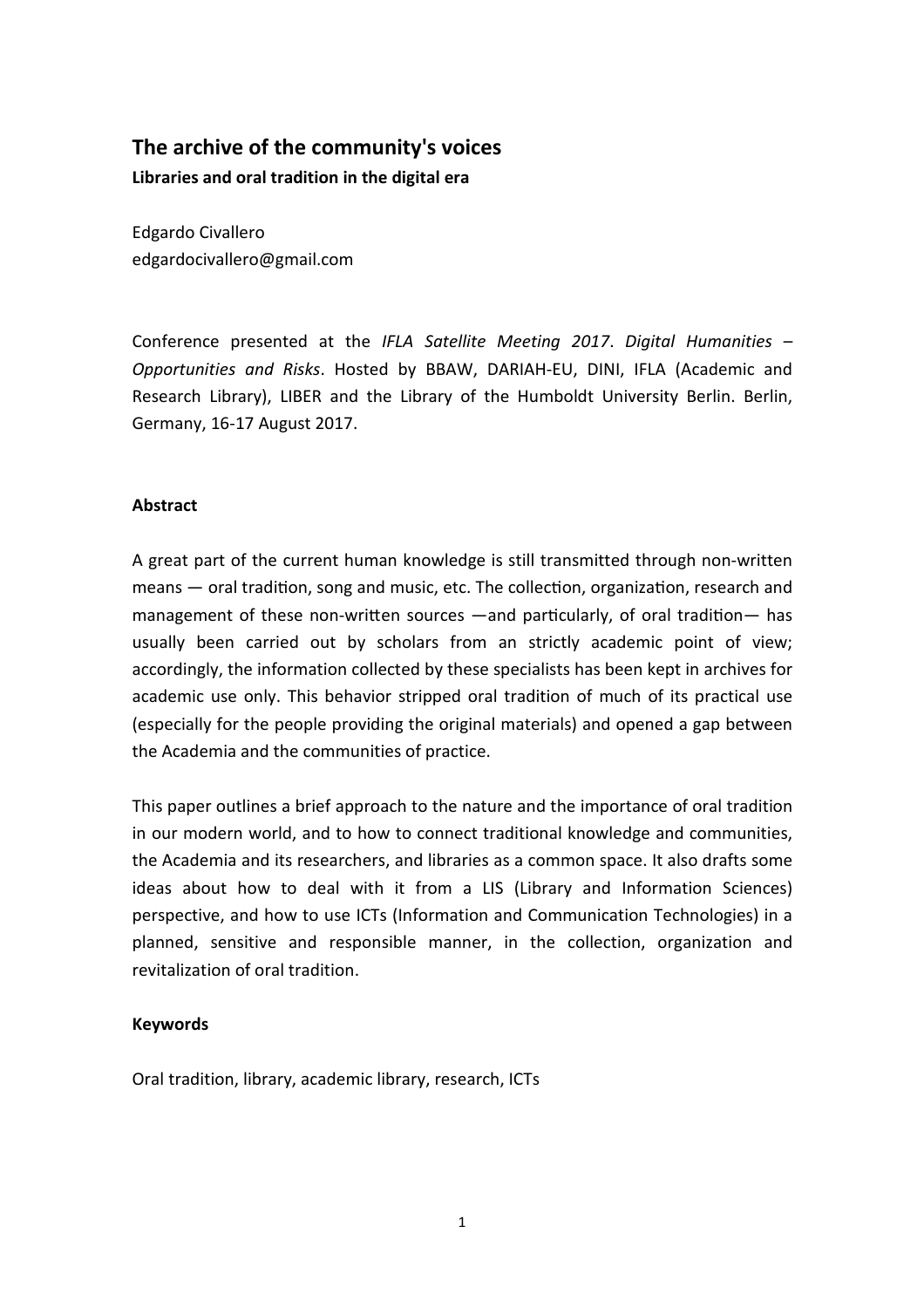# The archive of the community's voices

**Libraries and oral tradition in the digital era**

Edgardo Civallero
edgardocivallero@gmail.com

Conference presented at the *IFLA Satellite Meeting 2017. Digital Humanities – Opportunities and Risks*. Hosted by BBAW, DARIAH-EU, DINI, IFLA (Academic and Research Library), LIBER and the Library of the Humboldt University Berlin. Berlin, Germany, 16-17 August 2017.

## Abstract

A great part of the current human knowledge is still transmitted through non-written means — oral tradition, song and music, etc. The collection, organization, research and management of these non-written sources —and particularly, of oral tradition— has usually been carried out by scholars from an strictly academic point of view; accordingly, the information collected by these specialists has been kept in archives for academic use only. This behavior stripped oral tradition of much of its practical use (especially for the people providing the original materials) and opened a gap between the Academia and the communities of practice.

This paper outlines a brief approach to the nature and the importance of oral tradition in our modern world, and to how to connect traditional knowledge and communities, the Academia and its researchers, and libraries as a common space. It also drafts some ideas about how to deal with it from a LIS (Library and Information Sciences) perspective, and how to use ICTs (Information and Communication Technologies) in a planned, sensitive and responsible manner, in the collection, organization and revitalization of oral tradition.

## Keywords

Oral tradition, library, academic library, research, ICTs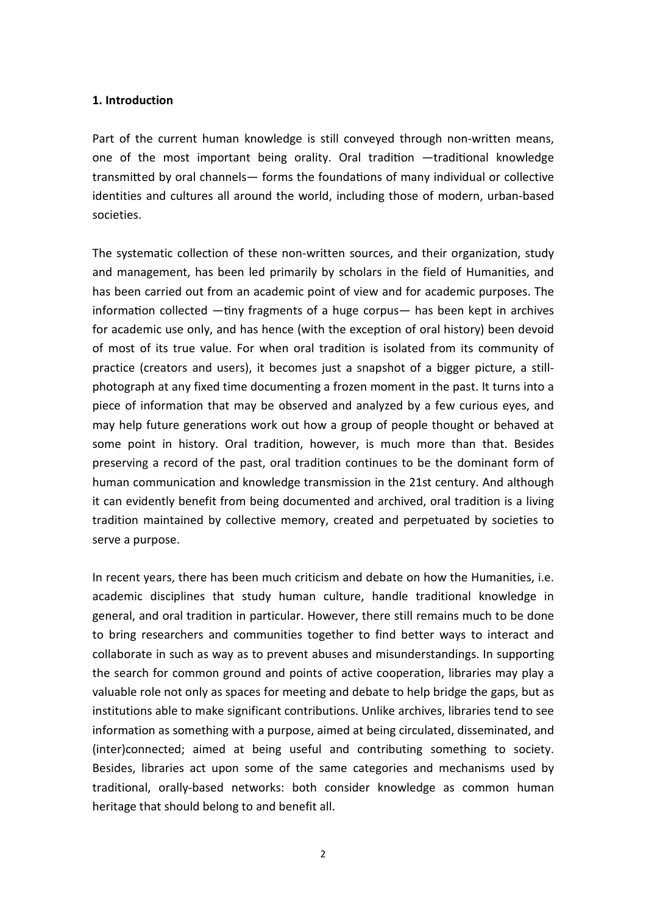## 1. Introduction

Part of the current human knowledge is still conveyed through non-written means, one of the most important being orality. Oral tradition —traditional knowledge transmitted by oral channels— forms the foundations of many individual or collective identities and cultures all around the world, including those of modern, urban-based societies.

The systematic collection of these non-written sources, and their organization, study and management, has been led primarily by scholars in the field of Humanities, and has been carried out from an academic point of view and for academic purposes. The information collected —tiny fragments of a huge corpus— has been kept in archives for academic use only, and has hence (with the exception of oral history) been devoid of most of its true value. For when oral tradition is isolated from its community of practice (creators and users), it becomes just a snapshot of a bigger picture, a still-photograph at any fixed time documenting a frozen moment in the past. It turns into a piece of information that may be observed and analyzed by a few curious eyes, and may help future generations work out how a group of people thought or behaved at some point in history. Oral tradition, however, is much more than that. Besides preserving a record of the past, oral tradition continues to be the dominant form of human communication and knowledge transmission in the 21st century. And although it can evidently benefit from being documented and archived, oral tradition is a living tradition maintained by collective memory, created and perpetuated by societies to serve a purpose.

In recent years, there has been much criticism and debate on how the Humanities, i.e. academic disciplines that study human culture, handle traditional knowledge in general, and oral tradition in particular. However, there still remains much to be done to bring researchers and communities together to find better ways to interact and collaborate in such as way as to prevent abuses and misunderstandings. In supporting the search for common ground and points of active cooperation, libraries may play a valuable role not only as spaces for meeting and debate to help bridge the gaps, but as institutions able to make significant contributions. Unlike archives, libraries tend to see information as something with a purpose, aimed at being circulated, disseminated, and (inter)connected; aimed at being useful and contributing something to society. Besides, libraries act upon some of the same categories and mechanisms used by traditional, orally-based networks: both consider knowledge as common human heritage that should belong to and benefit all.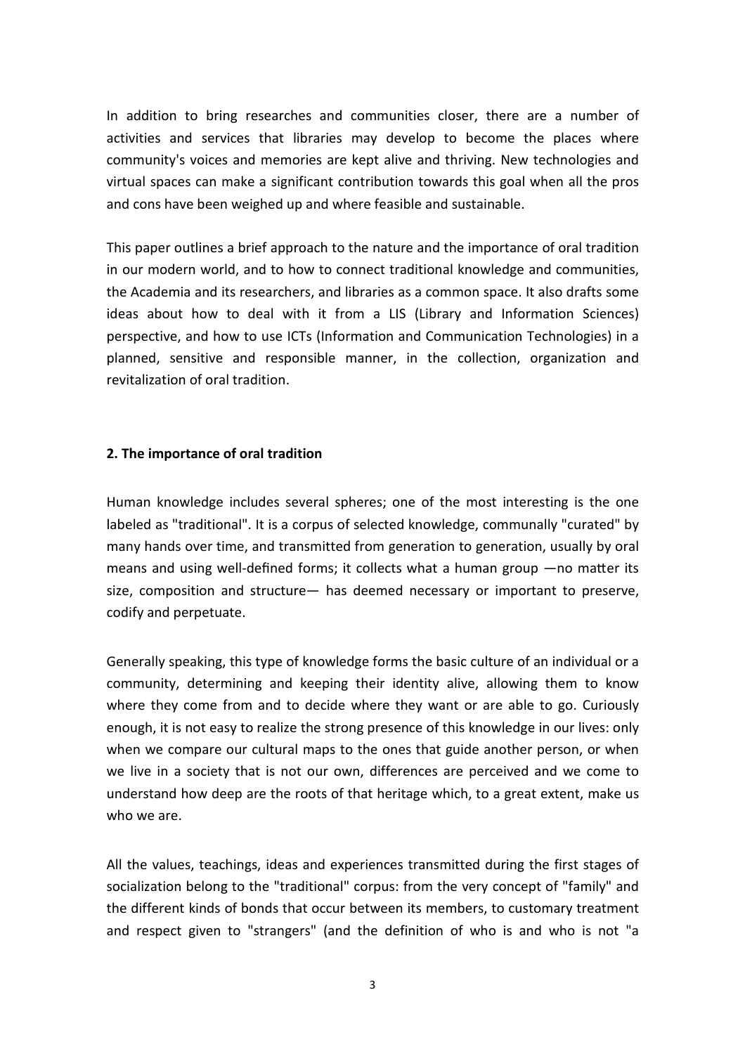In addition to bring researches and communities closer, there are a number of activities and services that libraries may develop to become the places where community's voices and memories are kept alive and thriving. New technologies and virtual spaces can make a significant contribution towards this goal when all the pros and cons have been weighed up and where feasible and sustainable.

This paper outlines a brief approach to the nature and the importance of oral tradition in our modern world, and to how to connect traditional knowledge and communities, the Academia and its researchers, and libraries as a common space. It also drafts some ideas about how to deal with it from a LIS (Library and Information Sciences) perspective, and how to use ICTs (Information and Communication Technologies) in a planned, sensitive and responsible manner, in the collection, organization and revitalization of oral tradition.

## 2. The importance of oral tradition

Human knowledge includes several spheres; one of the most interesting is the one labeled as "traditional". It is a corpus of selected knowledge, communally "curated" by many hands over time, and transmitted from generation to generation, usually by oral means and using well-defined forms; it collects what a human group —no matter its size, composition and structure— has deemed necessary or important to preserve, codify and perpetuate.

Generally speaking, this type of knowledge forms the basic culture of an individual or a community, determining and keeping their identity alive, allowing them to know where they come from and to decide where they want or are able to go. Curiously enough, it is not easy to realize the strong presence of this knowledge in our lives: only when we compare our cultural maps to the ones that guide another person, or when we live in a society that is not our own, differences are perceived and we come to understand how deep are the roots of that heritage which, to a great extent, make us who we are.

All the values, teachings, ideas and experiences transmitted during the first stages of socialization belong to the "traditional" corpus: from the very concept of "family" and the different kinds of bonds that occur between its members, to customary treatment and respect given to "strangers" (and the definition of who is and who is not "a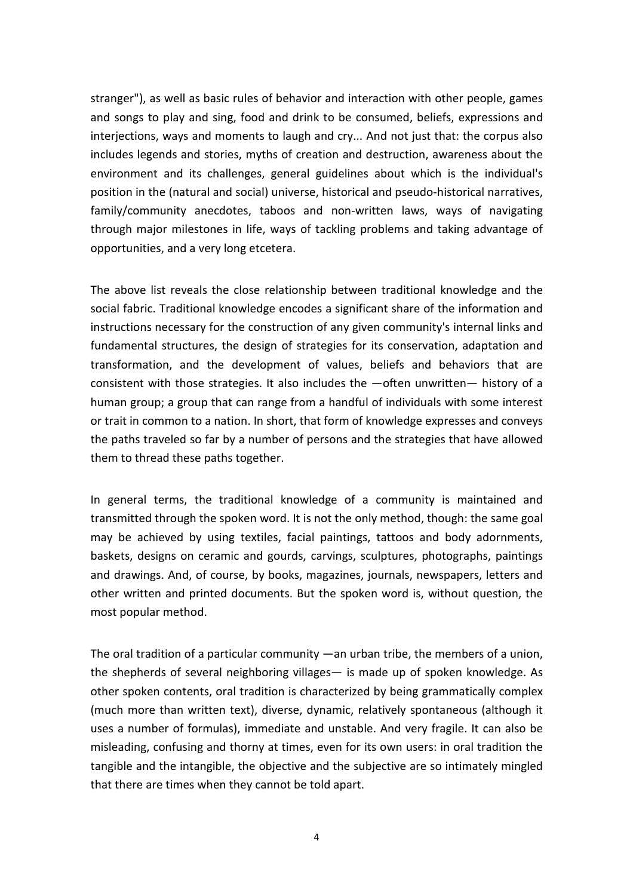stranger"), as well as basic rules of behavior and interaction with other people, games and songs to play and sing, food and drink to be consumed, beliefs, expressions and interjections, ways and moments to laugh and cry... And not just that: the corpus also includes legends and stories, myths of creation and destruction, awareness about the environment and its challenges, general guidelines about which is the individual's position in the (natural and social) universe, historical and pseudo-historical narratives, family/community anecdotes, taboos and non-written laws, ways of navigating through major milestones in life, ways of tackling problems and taking advantage of opportunities, and a very long etcetera.

The above list reveals the close relationship between traditional knowledge and the social fabric. Traditional knowledge encodes a significant share of the information and instructions necessary for the construction of any given community's internal links and fundamental structures, the design of strategies for its conservation, adaptation and transformation, and the development of values, beliefs and behaviors that are consistent with those strategies. It also includes the —often unwritten— history of a human group; a group that can range from a handful of individuals with some interest or trait in common to a nation. In short, that form of knowledge expresses and conveys the paths traveled so far by a number of persons and the strategies that have allowed them to thread these paths together.

In general terms, the traditional knowledge of a community is maintained and transmitted through the spoken word. It is not the only method, though: the same goal may be achieved by using textiles, facial paintings, tattoos and body adornments, baskets, designs on ceramic and gourds, carvings, sculptures, photographs, paintings and drawings. And, of course, by books, magazines, journals, newspapers, letters and other written and printed documents. But the spoken word is, without question, the most popular method.

The oral tradition of a particular community —an urban tribe, the members of a union, the shepherds of several neighboring villages— is made up of spoken knowledge. As other spoken contents, oral tradition is characterized by being grammatically complex (much more than written text), diverse, dynamic, relatively spontaneous (although it uses a number of formulas), immediate and unstable. And very fragile. It can also be misleading, confusing and thorny at times, even for its own users: in oral tradition the tangible and the intangible, the objective and the subjective are so intimately mingled that there are times when they cannot be told apart.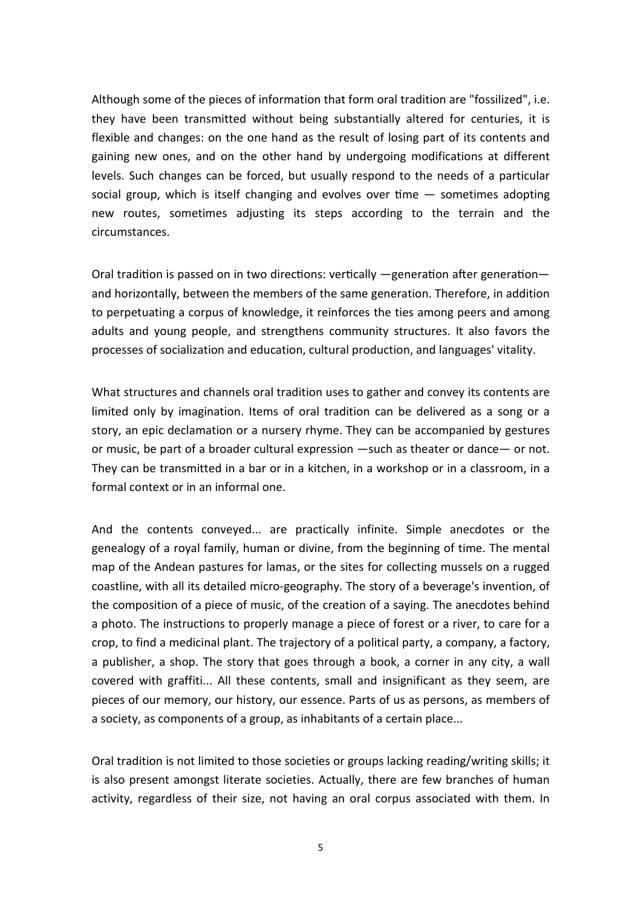Although some of the pieces of information that form oral tradition are "fossilized", i.e. they have been transmitted without being substantially altered for centuries, it is flexible and changes: on the one hand as the result of losing part of its contents and gaining new ones, and on the other hand by undergoing modifications at different levels. Such changes can be forced, but usually respond to the needs of a particular social group, which is itself changing and evolves over time — sometimes adopting new routes, sometimes adjusting its steps according to the terrain and the circumstances.

Oral tradition is passed on in two directions: vertically —generation after generation— and horizontally, between the members of the same generation. Therefore, in addition to perpetuating a corpus of knowledge, it reinforces the ties among peers and among adults and young people, and strengthens community structures. It also favors the processes of socialization and education, cultural production, and languages' vitality.

What structures and channels oral tradition uses to gather and convey its contents are limited only by imagination. Items of oral tradition can be delivered as a song or a story, an epic declamation or a nursery rhyme. They can be accompanied by gestures or music, be part of a broader cultural expression —such as theater or dance— or not. They can be transmitted in a bar or in a kitchen, in a workshop or in a classroom, in a formal context or in an informal one.

And the contents conveyed... are practically infinite. Simple anecdotes or the genealogy of a royal family, human or divine, from the beginning of time. The mental map of the Andean pastures for lamas, or the sites for collecting mussels on a rugged coastline, with all its detailed micro-geography. The story of a beverage's invention, of the composition of a piece of music, of the creation of a saying. The anecdotes behind a photo. The instructions to properly manage a piece of forest or a river, to care for a crop, to find a medicinal plant. The trajectory of a political party, a company, a factory, a publisher, a shop. The story that goes through a book, a corner in any city, a wall covered with graffiti... All these contents, small and insignificant as they seem, are pieces of our memory, our history, our essence. Parts of us as persons, as members of a society, as components of a group, as inhabitants of a certain place...

Oral tradition is not limited to those societies or groups lacking reading/writing skills; it is also present amongst literate societies. Actually, there are few branches of human activity, regardless of their size, not having an oral corpus associated with them. In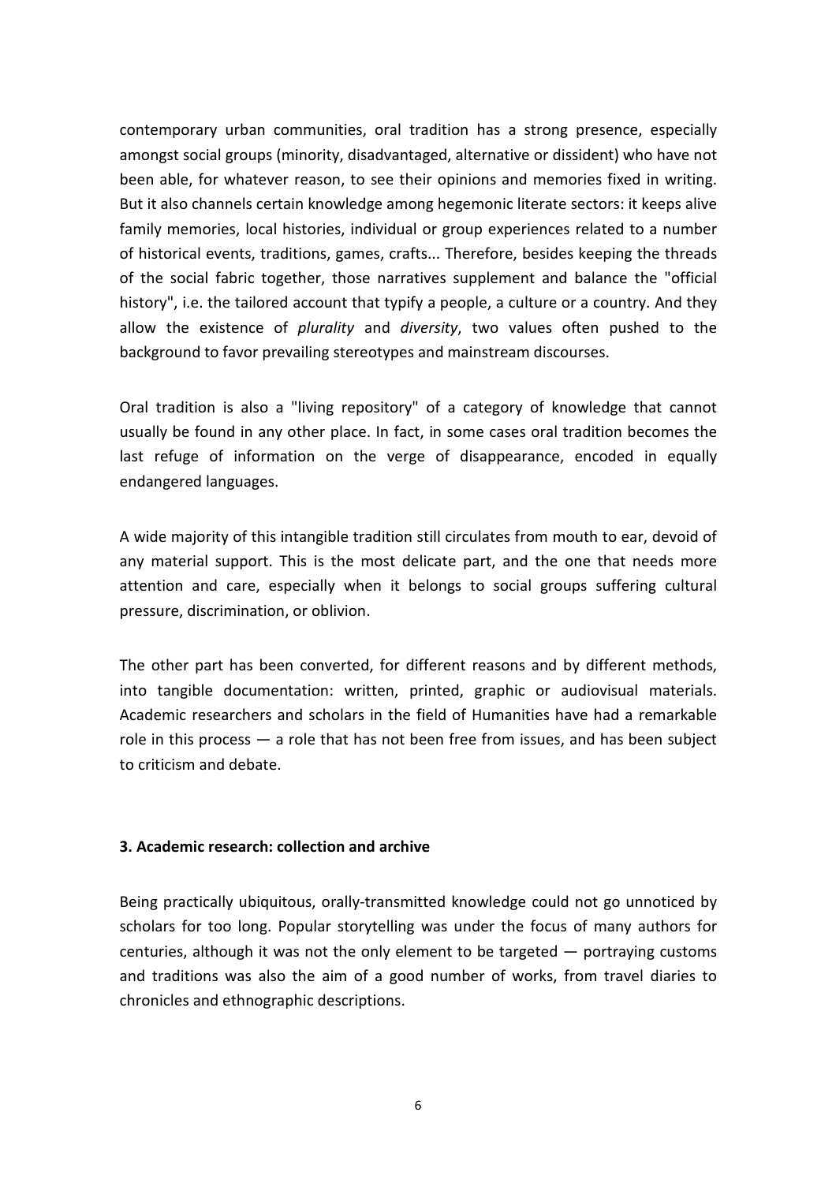contemporary urban communities, oral tradition has a strong presence, especially amongst social groups (minority, disadvantaged, alternative or dissident) who have not been able, for whatever reason, to see their opinions and memories fixed in writing. But it also channels certain knowledge among hegemonic literate sectors: it keeps alive family memories, local histories, individual or group experiences related to a number of historical events, traditions, games, crafts... Therefore, besides keeping the threads of the social fabric together, those narratives supplement and balance the "official history", i.e. the tailored account that typify a people, a culture or a country. And they allow the existence of *plurality* and *diversity*, two values often pushed to the background to favor prevailing stereotypes and mainstream discourses.

Oral tradition is also a "living repository" of a category of knowledge that cannot usually be found in any other place. In fact, in some cases oral tradition becomes the last refuge of information on the verge of disappearance, encoded in equally endangered languages.

A wide majority of this intangible tradition still circulates from mouth to ear, devoid of any material support. This is the most delicate part, and the one that needs more attention and care, especially when it belongs to social groups suffering cultural pressure, discrimination, or oblivion.

The other part has been converted, for different reasons and by different methods, into tangible documentation: written, printed, graphic or audiovisual materials. Academic researchers and scholars in the field of Humanities have had a remarkable role in this process — a role that has not been free from issues, and has been subject to criticism and debate.

### 3. Academic research: collection and archive

Being practically ubiquitous, orally-transmitted knowledge could not go unnoticed by scholars for too long. Popular storytelling was under the focus of many authors for centuries, although it was not the only element to be targeted — portraying customs and traditions was also the aim of a good number of works, from travel diaries to chronicles and ethnographic descriptions.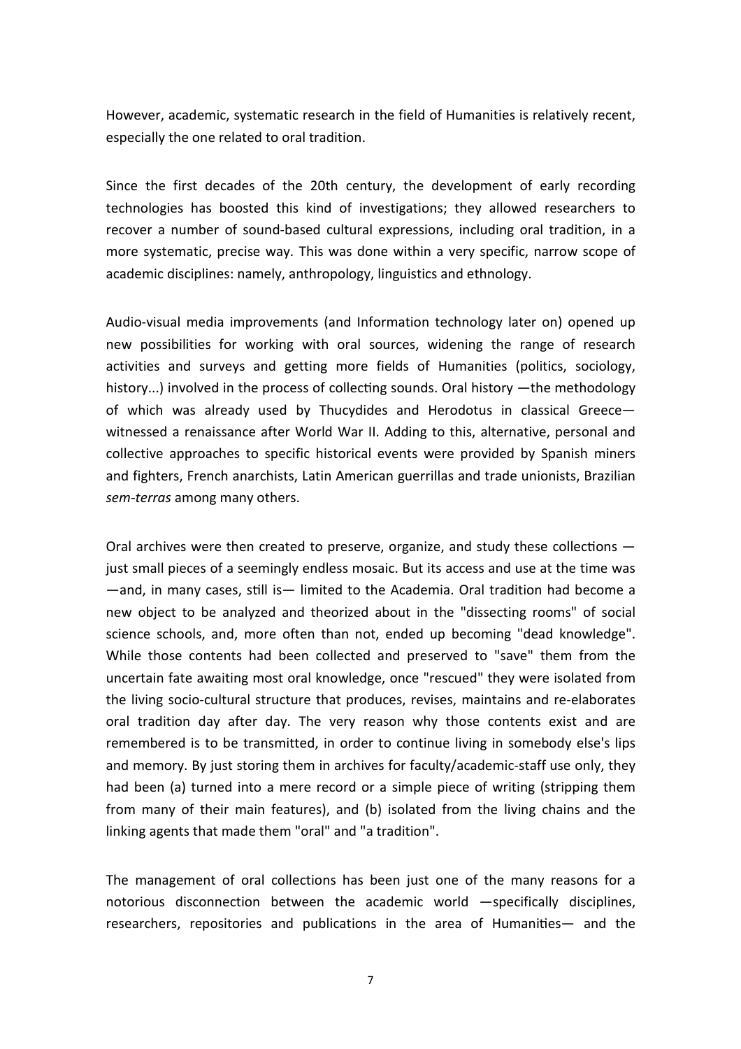However, academic, systematic research in the field of Humanities is relatively recent, especially the one related to oral tradition.

Since the first decades of the 20th century, the development of early recording technologies has boosted this kind of investigations; they allowed researchers to recover a number of sound-based cultural expressions, including oral tradition, in a more systematic, precise way. This was done within a very specific, narrow scope of academic disciplines: namely, anthropology, linguistics and ethnology.

Audio-visual media improvements (and Information technology later on) opened up new possibilities for working with oral sources, widening the range of research activities and surveys and getting more fields of Humanities (politics, sociology, history...) involved in the process of collecting sounds. Oral history —the methodology of which was already used by Thucydides and Herodotus in classical Greece— witnessed a renaissance after World War II. Adding to this, alternative, personal and collective approaches to specific historical events were provided by Spanish miners and fighters, French anarchists, Latin American guerrillas and trade unionists, Brazilian *sem-terras* among many others.

Oral archives were then created to preserve, organize, and study these collections — just small pieces of a seemingly endless mosaic. But its access and use at the time was —and, in many cases, still is— limited to the Academia. Oral tradition had become a new object to be analyzed and theorized about in the "dissecting rooms" of social science schools, and, more often than not, ended up becoming "dead knowledge". While those contents had been collected and preserved to "save" them from the uncertain fate awaiting most oral knowledge, once "rescued" they were isolated from the living socio-cultural structure that produces, revises, maintains and re-elaborates oral tradition day after day. The very reason why those contents exist and are remembered is to be transmitted, in order to continue living in somebody else's lips and memory. By just storing them in archives for faculty/academic-staff use only, they had been (a) turned into a mere record or a simple piece of writing (stripping them from many of their main features), and (b) isolated from the living chains and the linking agents that made them "oral" and "a tradition".

The management of oral collections has been just one of the many reasons for a notorious disconnection between the academic world —specifically disciplines, researchers, repositories and publications in the area of Humanities— and the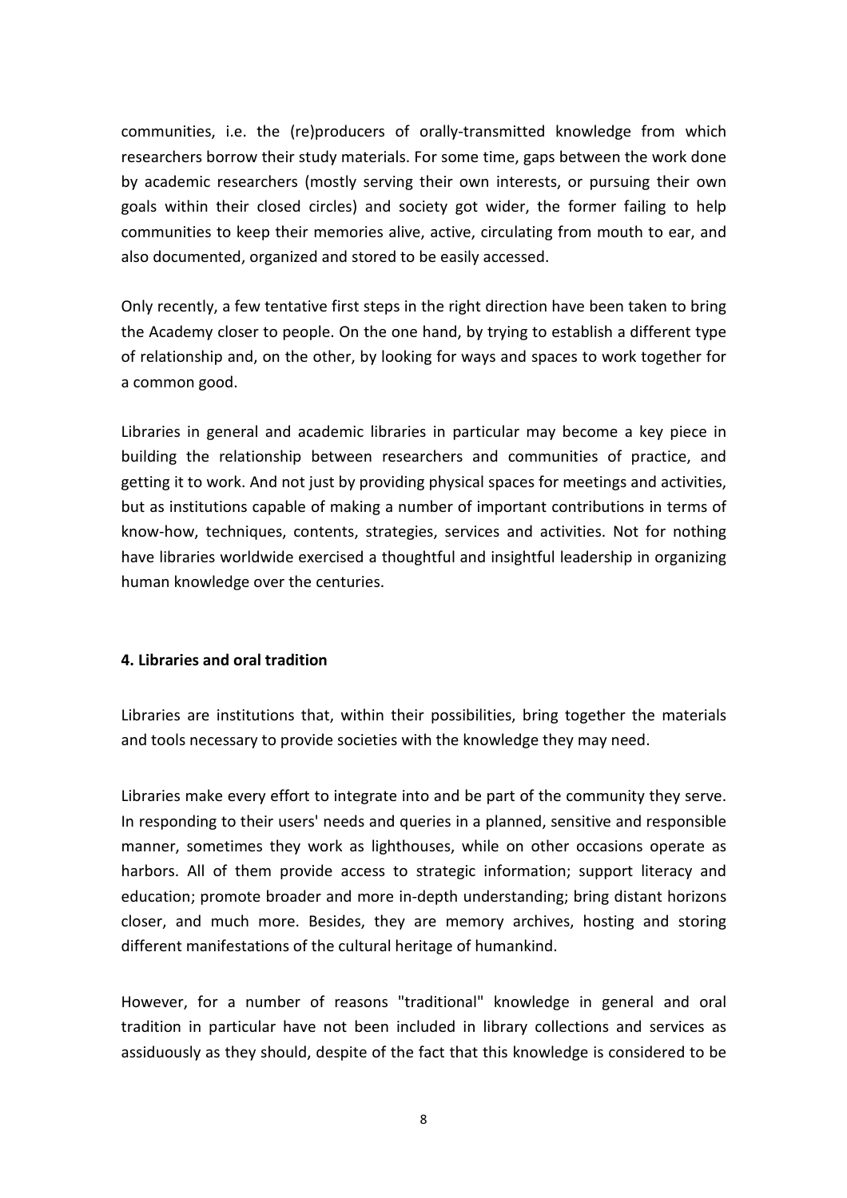communities, i.e. the (re)producers of orally-transmitted knowledge from which researchers borrow their study materials. For some time, gaps between the work done by academic researchers (mostly serving their own interests, or pursuing their own goals within their closed circles) and society got wider, the former failing to help communities to keep their memories alive, active, circulating from mouth to ear, and also documented, organized and stored to be easily accessed.

Only recently, a few tentative first steps in the right direction have been taken to bring the Academy closer to people. On the one hand, by trying to establish a different type of relationship and, on the other, by looking for ways and spaces to work together for a common good.

Libraries in general and academic libraries in particular may become a key piece in building the relationship between researchers and communities of practice, and getting it to work. And not just by providing physical spaces for meetings and activities, but as institutions capable of making a number of important contributions in terms of know-how, techniques, contents, strategies, services and activities. Not for nothing have libraries worldwide exercised a thoughtful and insightful leadership in organizing human knowledge over the centuries.

## 4. Libraries and oral tradition

Libraries are institutions that, within their possibilities, bring together the materials and tools necessary to provide societies with the knowledge they may need.

Libraries make every effort to integrate into and be part of the community they serve. In responding to their users' needs and queries in a planned, sensitive and responsible manner, sometimes they work as lighthouses, while on other occasions operate as harbors. All of them provide access to strategic information; support literacy and education; promote broader and more in-depth understanding; bring distant horizons closer, and much more. Besides, they are memory archives, hosting and storing different manifestations of the cultural heritage of humankind.

However, for a number of reasons "traditional" knowledge in general and oral tradition in particular have not been included in library collections and services as assiduously as they should, despite of the fact that this knowledge is considered to be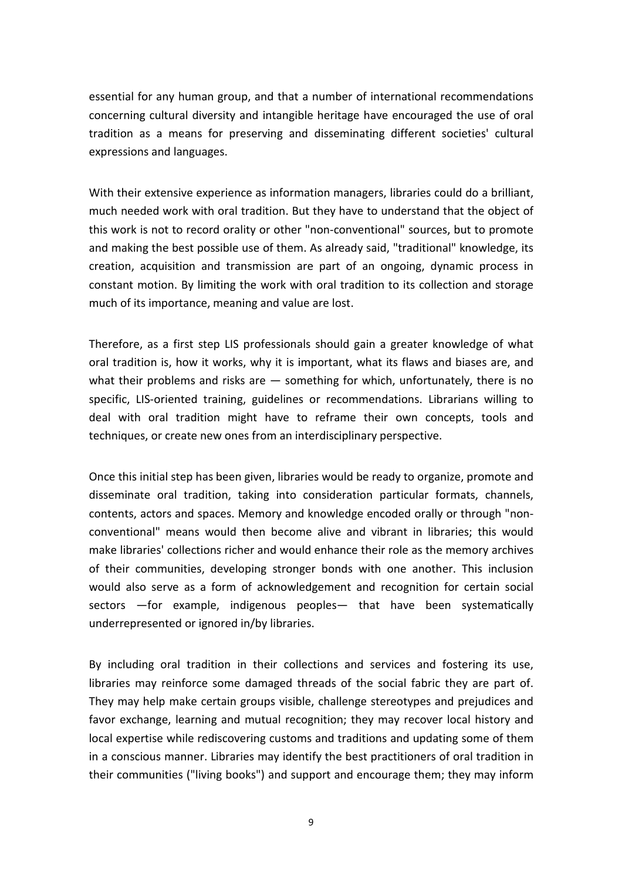essential for any human group, and that a number of international recommendations concerning cultural diversity and intangible heritage have encouraged the use of oral tradition as a means for preserving and disseminating different societies' cultural expressions and languages.

With their extensive experience as information managers, libraries could do a brilliant, much needed work with oral tradition. But they have to understand that the object of this work is not to record orality or other "non-conventional" sources, but to promote and making the best possible use of them. As already said, "traditional" knowledge, its creation, acquisition and transmission are part of an ongoing, dynamic process in constant motion. By limiting the work with oral tradition to its collection and storage much of its importance, meaning and value are lost.

Therefore, as a first step LIS professionals should gain a greater knowledge of what oral tradition is, how it works, why it is important, what its flaws and biases are, and what their problems and risks are — something for which, unfortunately, there is no specific, LIS-oriented training, guidelines or recommendations. Librarians willing to deal with oral tradition might have to reframe their own concepts, tools and techniques, or create new ones from an interdisciplinary perspective.

Once this initial step has been given, libraries would be ready to organize, promote and disseminate oral tradition, taking into consideration particular formats, channels, contents, actors and spaces. Memory and knowledge encoded orally or through "non-conventional" means would then become alive and vibrant in libraries; this would make libraries' collections richer and would enhance their role as the memory archives of their communities, developing stronger bonds with one another. This inclusion would also serve as a form of acknowledgement and recognition for certain social sectors —for example, indigenous peoples— that have been systematically underrepresented or ignored in/by libraries.

By including oral tradition in their collections and services and fostering its use, libraries may reinforce some damaged threads of the social fabric they are part of. They may help make certain groups visible, challenge stereotypes and prejudices and favor exchange, learning and mutual recognition; they may recover local history and local expertise while rediscovering customs and traditions and updating some of them in a conscious manner. Libraries may identify the best practitioners of oral tradition in their communities ("living books") and support and encourage them; they may inform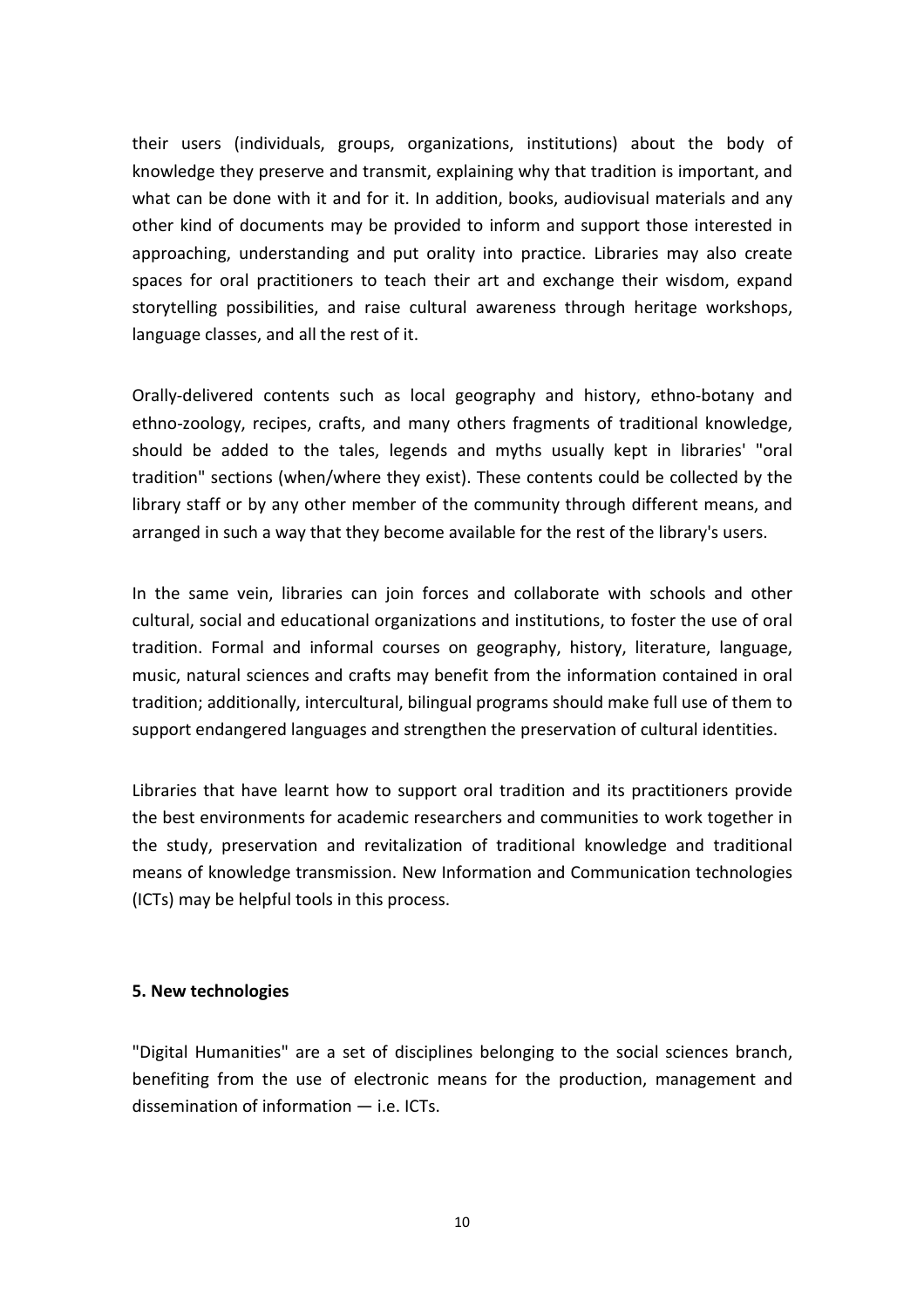their users (individuals, groups, organizations, institutions) about the body of knowledge they preserve and transmit, explaining why that tradition is important, and what can be done with it and for it. In addition, books, audiovisual materials and any other kind of documents may be provided to inform and support those interested in approaching, understanding and put orality into practice. Libraries may also create spaces for oral practitioners to teach their art and exchange their wisdom, expand storytelling possibilities, and raise cultural awareness through heritage workshops, language classes, and all the rest of it.

Orally-delivered contents such as local geography and history, ethno-botany and ethno-zoology, recipes, crafts, and many others fragments of traditional knowledge, should be added to the tales, legends and myths usually kept in libraries' "oral tradition" sections (when/where they exist). These contents could be collected by the library staff or by any other member of the community through different means, and arranged in such a way that they become available for the rest of the library's users.

In the same vein, libraries can join forces and collaborate with schools and other cultural, social and educational organizations and institutions, to foster the use of oral tradition. Formal and informal courses on geography, history, literature, language, music, natural sciences and crafts may benefit from the information contained in oral tradition; additionally, intercultural, bilingual programs should make full use of them to support endangered languages and strengthen the preservation of cultural identities.

Libraries that have learnt how to support oral tradition and its practitioners provide the best environments for academic researchers and communities to work together in the study, preservation and revitalization of traditional knowledge and traditional means of knowledge transmission. New Information and Communication technologies (ICTs) may be helpful tools in this process.

## 5. New technologies

"Digital Humanities" are a set of disciplines belonging to the social sciences branch, benefiting from the use of electronic means for the production, management and dissemination of information — i.e. ICTs.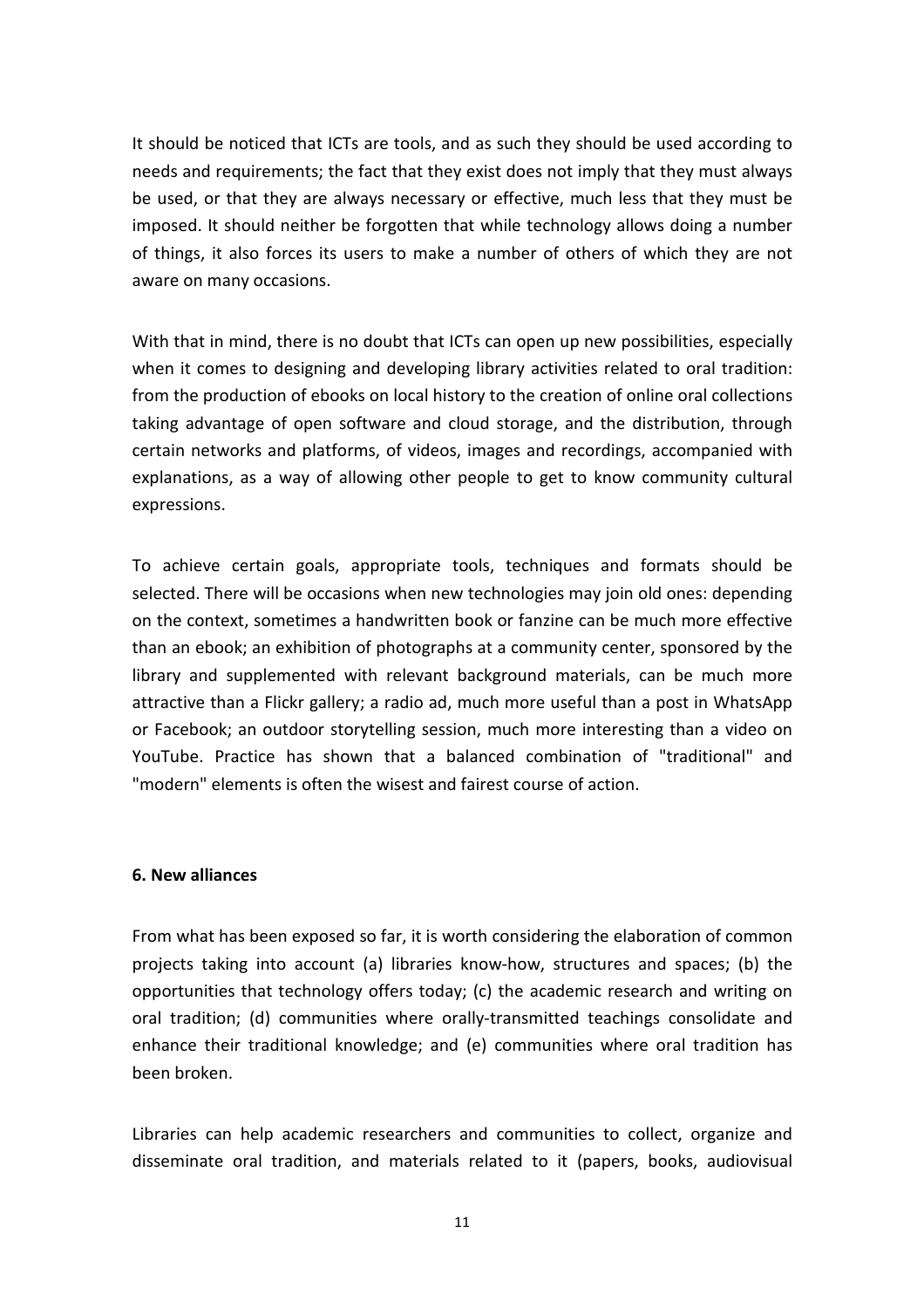It should be noticed that ICTs are tools, and as such they should be used according to needs and requirements; the fact that they exist does not imply that they must always be used, or that they are always necessary or effective, much less that they must be imposed. It should neither be forgotten that while technology allows doing a number of things, it also forces its users to make a number of others of which they are not aware on many occasions.

With that in mind, there is no doubt that ICTs can open up new possibilities, especially when it comes to designing and developing library activities related to oral tradition: from the production of ebooks on local history to the creation of online oral collections taking advantage of open software and cloud storage, and the distribution, through certain networks and platforms, of videos, images and recordings, accompanied with explanations, as a way of allowing other people to get to know community cultural expressions.

To achieve certain goals, appropriate tools, techniques and formats should be selected. There will be occasions when new technologies may join old ones: depending on the context, sometimes a handwritten book or fanzine can be much more effective than an ebook; an exhibition of photographs at a community center, sponsored by the library and supplemented with relevant background materials, can be much more attractive than a Flickr gallery; a radio ad, much more useful than a post in WhatsApp or Facebook; an outdoor storytelling session, much more interesting than a video on YouTube. Practice has shown that a balanced combination of "traditional" and "modern" elements is often the wisest and fairest course of action.

## 6. New alliances

From what has been exposed so far, it is worth considering the elaboration of common projects taking into account (a) libraries know-how, structures and spaces; (b) the opportunities that technology offers today; (c) the academic research and writing on oral tradition; (d) communities where orally-transmitted teachings consolidate and enhance their traditional knowledge; and (e) communities where oral tradition has been broken.

Libraries can help academic researchers and communities to collect, organize and disseminate oral tradition, and materials related to it (papers, books, audiovisual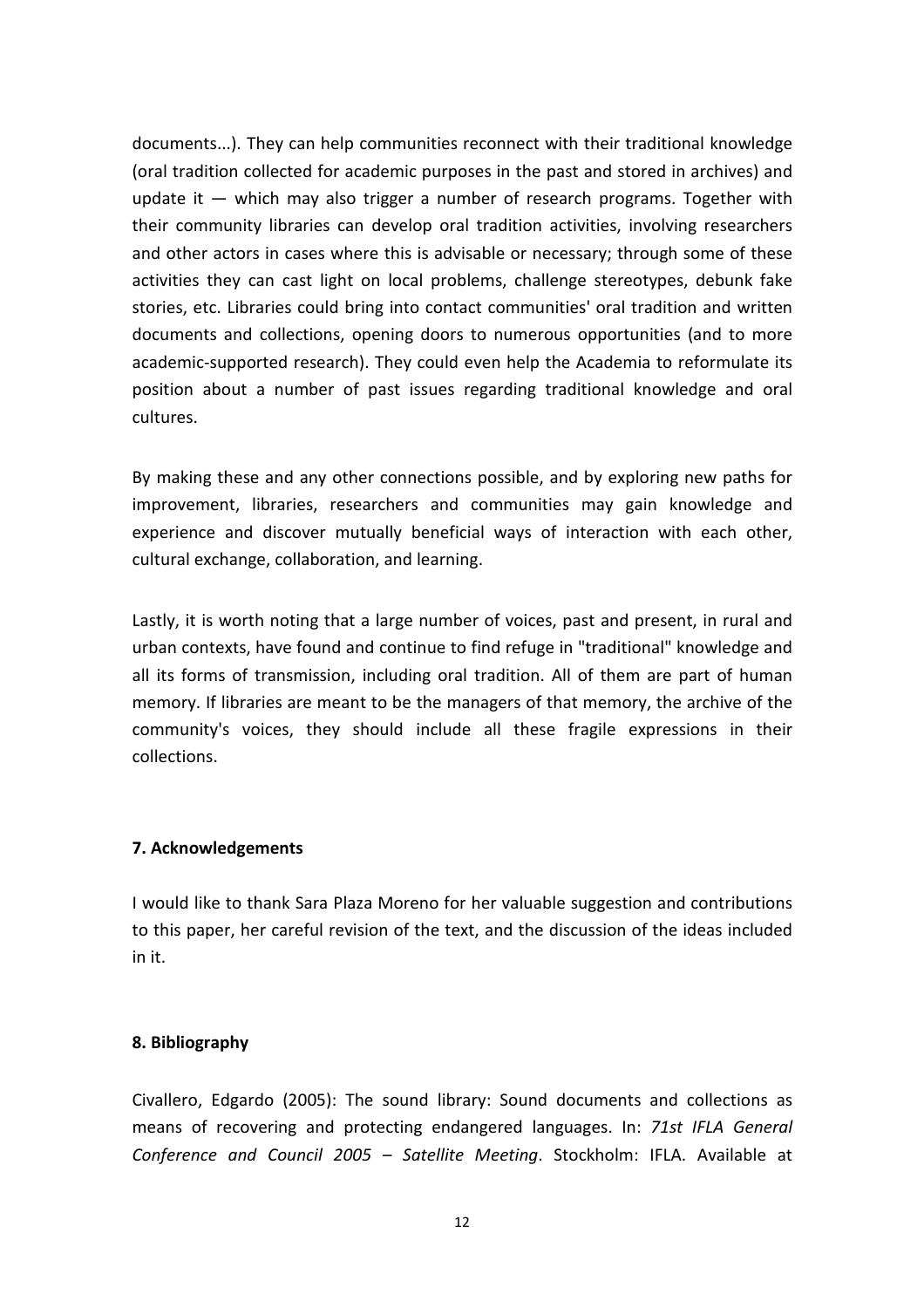documents...). They can help communities reconnect with their traditional knowledge (oral tradition collected for academic purposes in the past and stored in archives) and update it — which may also trigger a number of research programs. Together with their community libraries can develop oral tradition activities, involving researchers and other actors in cases where this is advisable or necessary; through some of these activities they can cast light on local problems, challenge stereotypes, debunk fake stories, etc. Libraries could bring into contact communities' oral tradition and written documents and collections, opening doors to numerous opportunities (and to more academic-supported research). They could even help the Academia to reformulate its position about a number of past issues regarding traditional knowledge and oral cultures.

By making these and any other connections possible, and by exploring new paths for improvement, libraries, researchers and communities may gain knowledge and experience and discover mutually beneficial ways of interaction with each other, cultural exchange, collaboration, and learning.

Lastly, it is worth noting that a large number of voices, past and present, in rural and urban contexts, have found and continue to find refuge in "traditional" knowledge and all its forms of transmission, including oral tradition. All of them are part of human memory. If libraries are meant to be the managers of that memory, the archive of the community's voices, they should include all these fragile expressions in their collections.

## 7. Acknowledgements

I would like to thank Sara Plaza Moreno for her valuable suggestion and contributions to this paper, her careful revision of the text, and the discussion of the ideas included in it.

## 8. Bibliography

Civallero, Edgardo (2005): The sound library: Sound documents and collections as means of recovering and protecting endangered languages. In: *71st IFLA General Conference and Council 2005 – Satellite Meeting*. Stockholm: IFLA. Available at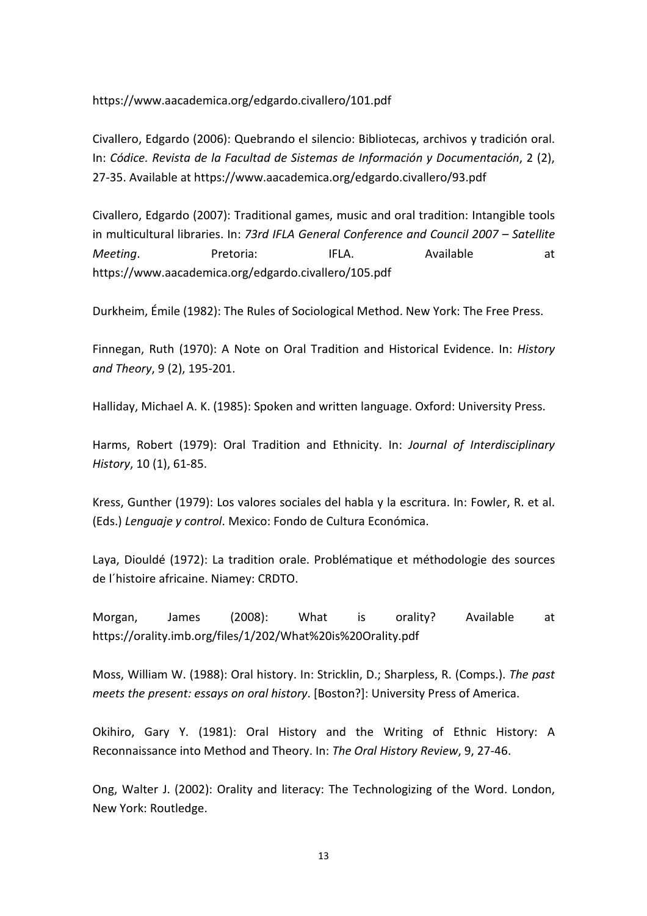https://www.aacademica.org/edgardo.civallero/101.pdf

Civallero, Edgardo (2006): Quebrando el silencio: Bibliotecas, archivos y tradición oral. In: *Códice. Revista de la Facultad de Sistemas de Información y Documentación*, 2 (2), 27-35. Available at https://www.aacademica.org/edgardo.civallero/93.pdf

Civallero, Edgardo (2007): Traditional games, music and oral tradition: Intangible tools in multicultural libraries. In: *73rd IFLA General Conference and Council 2007 – Satellite Meeting*. Pretoria: IFLA. Available at https://www.aacademica.org/edgardo.civallero/105.pdf

Durkheim, Émile (1982): The Rules of Sociological Method. New York: The Free Press.

Finnegan, Ruth (1970): A Note on Oral Tradition and Historical Evidence. In: *History and Theory*, 9 (2), 195-201.

Halliday, Michael A. K. (1985): Spoken and written language. Oxford: University Press.

Harms, Robert (1979): Oral Tradition and Ethnicity. In: *Journal of Interdisciplinary History*, 10 (1), 61-85.

Kress, Gunther (1979): Los valores sociales del habla y la escritura. In: Fowler, R. et al. (Eds.) *Lenguaje y control*. Mexico: Fondo de Cultura Económica.

Laya, Diouldé (1972): La tradition orale. Problématique et méthodologie des sources de l´histoire africaine. Niamey: CRDTO.

Morgan, James (2008): What is orality? Available at https://orality.imb.org/files/1/202/What%20is%20Orality.pdf

Moss, William W. (1988): Oral history. In: Stricklin, D.; Sharpless, R. (Comps.). *The past meets the present: essays on oral history*. [Boston?]: University Press of America.

Okihiro, Gary Y. (1981): Oral History and the Writing of Ethnic History: A Reconnaissance into Method and Theory. In: *The Oral History Review*, 9, 27-46.

Ong, Walter J. (2002): Orality and literacy: The Technologizing of the Word. London, New York: Routledge.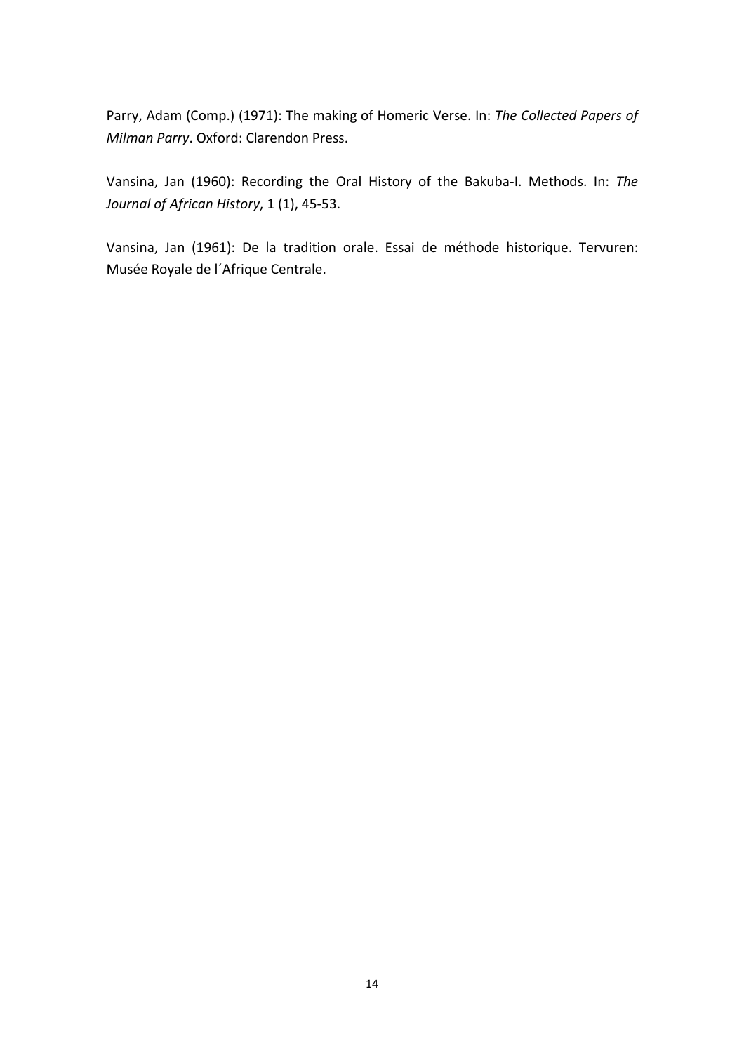Parry, Adam (Comp.) (1971): The making of Homeric Verse. In: *The Collected Papers of Milman Parry*. Oxford: Clarendon Press.

Vansina, Jan (1960): Recording the Oral History of the Bakuba-I. Methods. In: *The Journal of African History*, 1 (1), 45-53.

Vansina, Jan (1961): De la tradition orale. Essai de méthode historique. Tervuren: Musée Royale de l´Afrique Centrale.